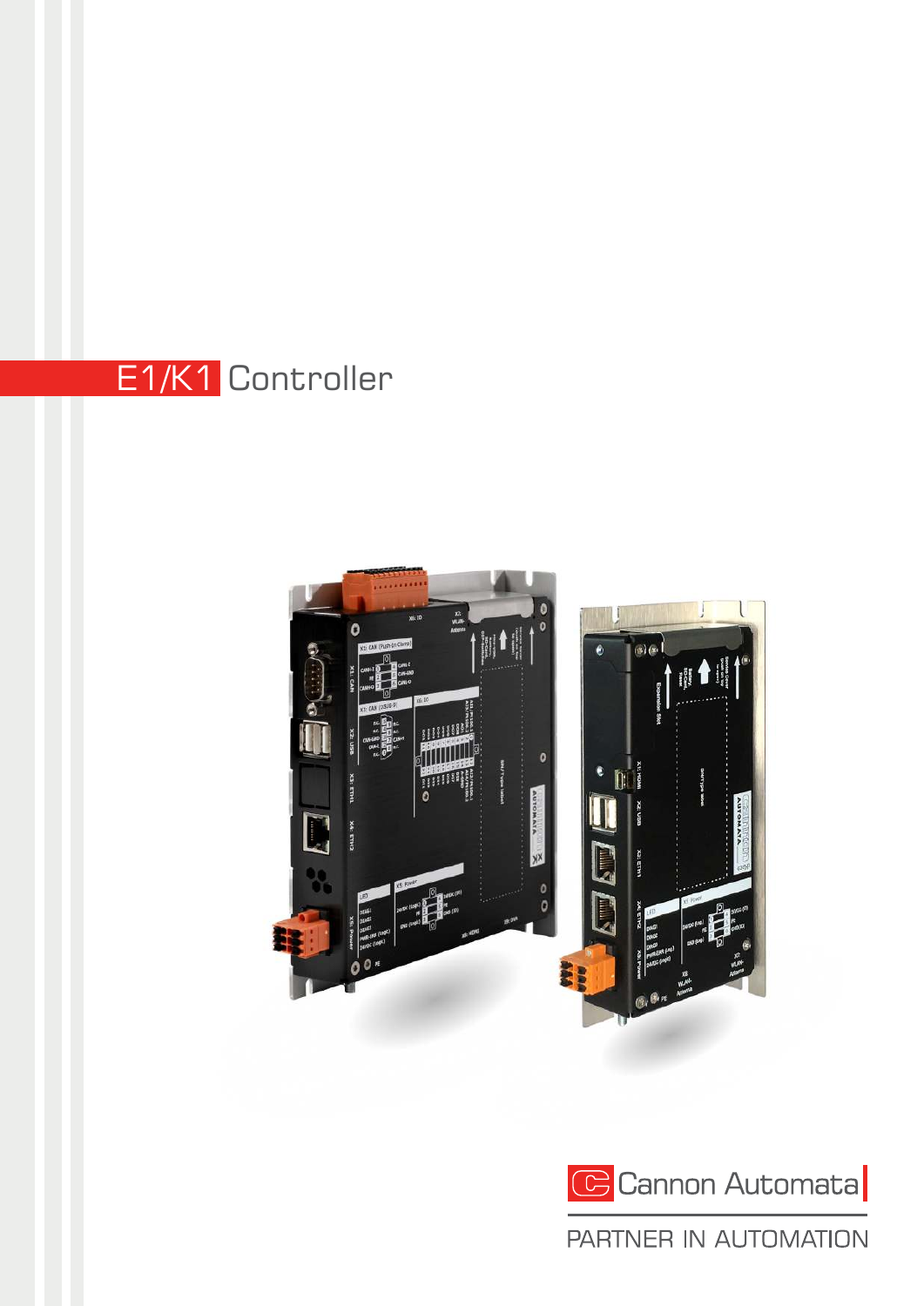# E1/K1 Controller

Cannon Automata

PARTNER IN AUTOMATION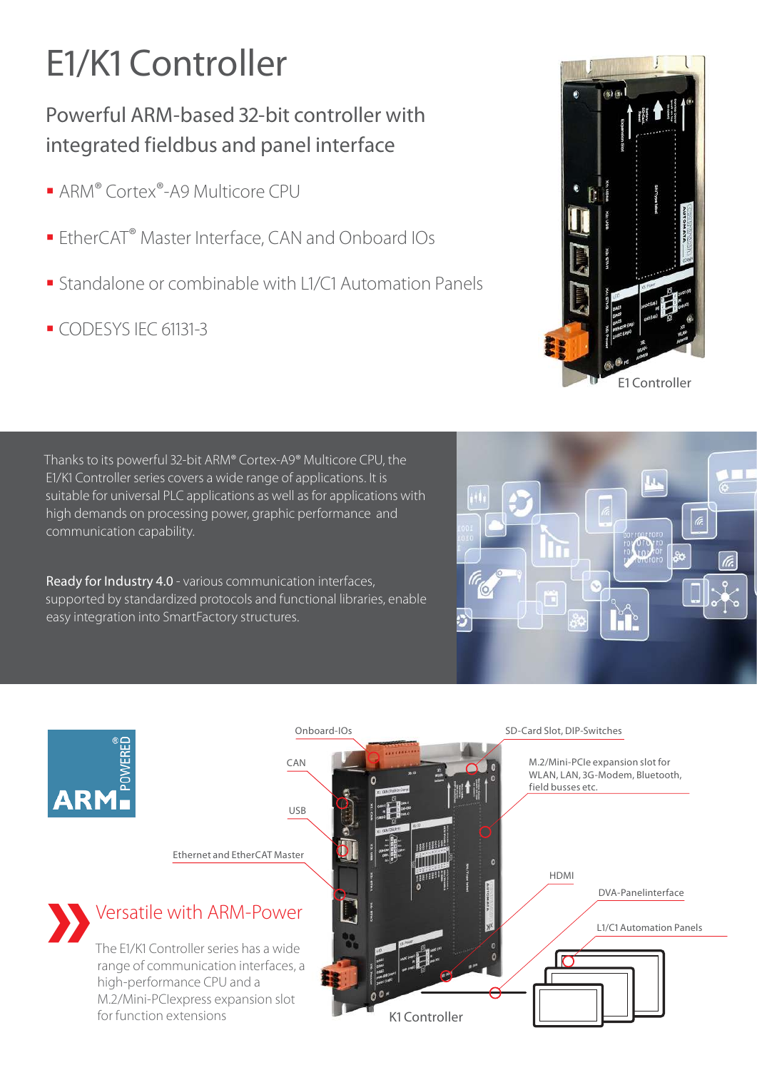# E1/K1 Controller

## Powerful ARM-based 32-bit controller with integrated fieldbus and panel interface

- ARM® Cortex®-A9 Multicore CPU
- EtherCAT® Master Interface, CAN and Onboard IOs
- Standalone or combinable with L1/C1 Automation Panels
- CODESYS IEC 61131-3

E1 Controller

Thanks to its powerful 32-bit ARM® Cortex-A9® Multicore CPU, the E1/K1 Controller series covers a wide range of applications. It is suitable for universal PLC applications as well as for applications with high demands on processing power, graphic performance and communication capability.

**Ready for Industry 4.0** - various communication interfaces, supported by standardized protocols and functional libraries, enable easy integration into SmartFactory structures.

Onboard-IOs

CAN

USB

Ethernet and EtherCAT Master

SD-Card Slot, DIP-Switches

M.2/Mini-PCIe expansion slot for WLAN, LAN, 3G-Modem, Bluetooth, field busses etc.

HDMI

DVA-Panelinterface

L1/C1 Automation Panels

K1 Controller

## Versatile with ARM-Power

The E1/K1 Controller series has a wide range of communication interfaces, a high-performance CPU and a M.2/Mini-PCIexpress expansion slot for function extensions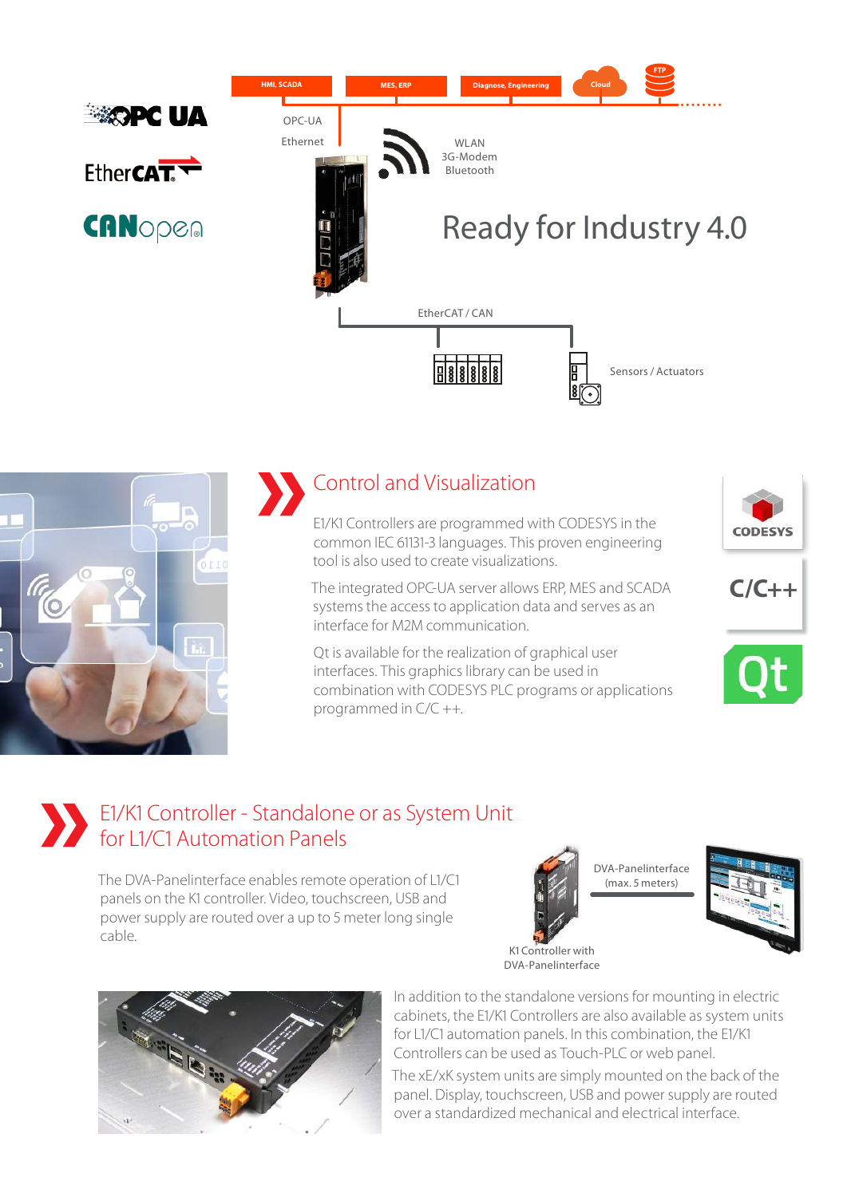HMI, SCADA | MES, ERP | Diagnose, Engineering | Cloud | FTP

OPC UA

EtherCAT

CANopen

OPC-UA
Ethernet

WLAN
3G-Modem
Bluetooth

# Ready for Industry 4.0

EtherCAT / CAN

Sensors / Actuators

## Control and Visualization

E1/K1 Controllers are programmed with CODESYS in the common IEC 61131-3 languages. This proven engineering tool is also used to create visualizations.

The integrated OPC-UA server allows ERP, MES and SCADA systems the access to application data and serves as an interface for M2M communication.

Qt is available for the realization of graphical user interfaces. This graphics library can be used in combination with CODESYS PLC programs or applications programmed in C/C ++.

CODESYS

C/C++

Qt

## E1/K1 Controller - Standalone or as System Unit for L1/C1 Automation Panels

The DVA-Panelinterface enables remote operation of L1/C1 panels on the K1 controller. Video, touchscreen, USB and power supply are routed over a up to 5 meter long single cable.

DVA-Panelinterface (max. 5 meters)

K1 Controller with DVA-Panelinterface

In addition to the standalone versions for mounting in electric cabinets, the E1/K1 Controllers are also available as system units for L1/C1 automation panels. In this combination, the E1/K1 Controllers can be used as Touch-PLC or web panel.

The xE/xK system units are simply mounted on the back of the panel. Display, touchscreen, USB and power supply are routed over a standardized mechanical and electrical interface.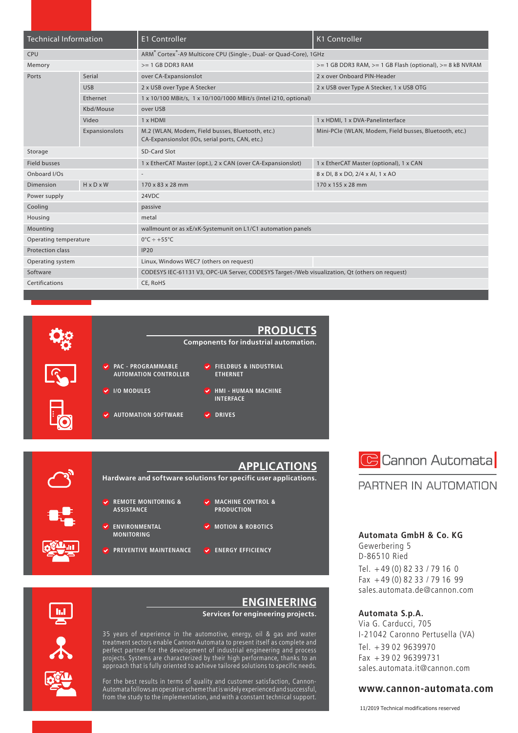| Technical Information | | E1 Controller | K1 Controller |
|---|---|---|---|
| CPU | | ARM® Cortex®-A9 Multicore CPU (Single-, Dual- or Quad-Core), 1GHz | |
| Memory | | >= 1 GB DDR3 RAM | >= 1 GB DDR3 RAM, >= 1 GB Flash (optional), >= 8 kB NVRAM |
| Ports | Serial | over CA-Expansionslot | 2 x over Onboard PIN-Header |
| | USB | 2 x USB over Type A Stecker | 2 x USB over Type A Stecker, 1 x USB OTG |
| | Ethernet | 1 x 10/100 MBit/s, 1 x 10/100/1000 MBit/s (Intel i210, optional) | |
| | Kbd/Mouse | over USB | |
| | Video | 1 x HDMI | 1 x HDMI, 1 x DVA-Panelinterface |
| | Expansionslots | M.2 (WLAN, Modem, Field busses, Bluetooth, etc.) CA-Expansionslot (IOs, serial ports, CAN, etc.) | Mini-PCIe (WLAN, Modem, Field busses, Bluetooth, etc.) |
| Storage | | SD-Card Slot | |
| Field busses | | 1 x EtherCAT Master (opt.), 2 x CAN (over CA-Expansionslot) | 1 x EtherCAT Master (optional), 1 x CAN |
| Onboard I/Os | | - | 8 x DI, 8 x DO, 2/4 x AI, 1 x AO |
| Dimension | H x D x W | 170 x 83 x 28 mm | 170 x 155 x 28 mm |
| Power supply | | 24VDC | |
| Cooling | | passive | |
| Housing | | metal | |
| Mounting | | wallmount or as xE/xK-Systemunit on L1/C1 automation panels | |
| Operating temperature | | 0°C ÷ +55°C | |
| Protection class | | IP20 | |
| Operating system | | Linux, Windows WEC7 (others on request) | |
| Software | | CODESYS IEC-61131 V3, OPC-UA Server, CODESYS Target-/Web visualization, Qt (others on request) | |
| Certifications | | CE, RoHS | |

## PRODUCTS

**Components for industrial automation.**

- PAC - PROGRAMMABLE AUTOMATION CONTROLLER
- FIELDBUS & INDUSTRIAL ETHERNET
- I/O MODULES
- HMI - HUMAN MACHINE INTERFACE
- AUTOMATION SOFTWARE
- DRIVES

## APPLICATIONS

**Hardware and software solutions for specific user applications.**

- REMOTE MONITORING & ASSISTANCE
- MACHINE CONTROL & PRODUCTION
- ENVIRONMENTAL MONITORING
- MOTION & ROBOTICS
- PREVENTIVE MAINTENANCE
- ENERGY EFFICIENCY

## ENGINEERING

**Services for engineering projects.**

35 years of experience in the automotive, energy, oil & gas and water treatment sectors enable Cannon Automata to present itself as complete and perfect partner for the development of industrial engineering and process projects. Systems are characterized by their high performance, thanks to an approach that is fully oriented to achieve tailored solutions to specific needs.

For the best results in terms of quality and customer satisfaction, Cannon-Automata follows an operative scheme that is widely experienced and successful, from the study to the implementation, and with a constant technical support.

Cannon Automata

PARTNER IN AUTOMATION

**Automata GmbH & Co. KG**
Gewerbering 5
D-86510 Ried
Tel. +49 (0) 82 33 / 79 16 0
Fax +49 (0) 82 33 / 79 16 99
sales.automata.de@cannon.com

**Automata S.p.A.**
Via G. Carducci, 705
I-21042 Caronno Pertusella (VA)
Tel. +39 02 9639970
Fax +39 02 96399731
sales.automata.it@cannon.com

**www.cannon-automata.com**

11/2019 Technical modifications reserved